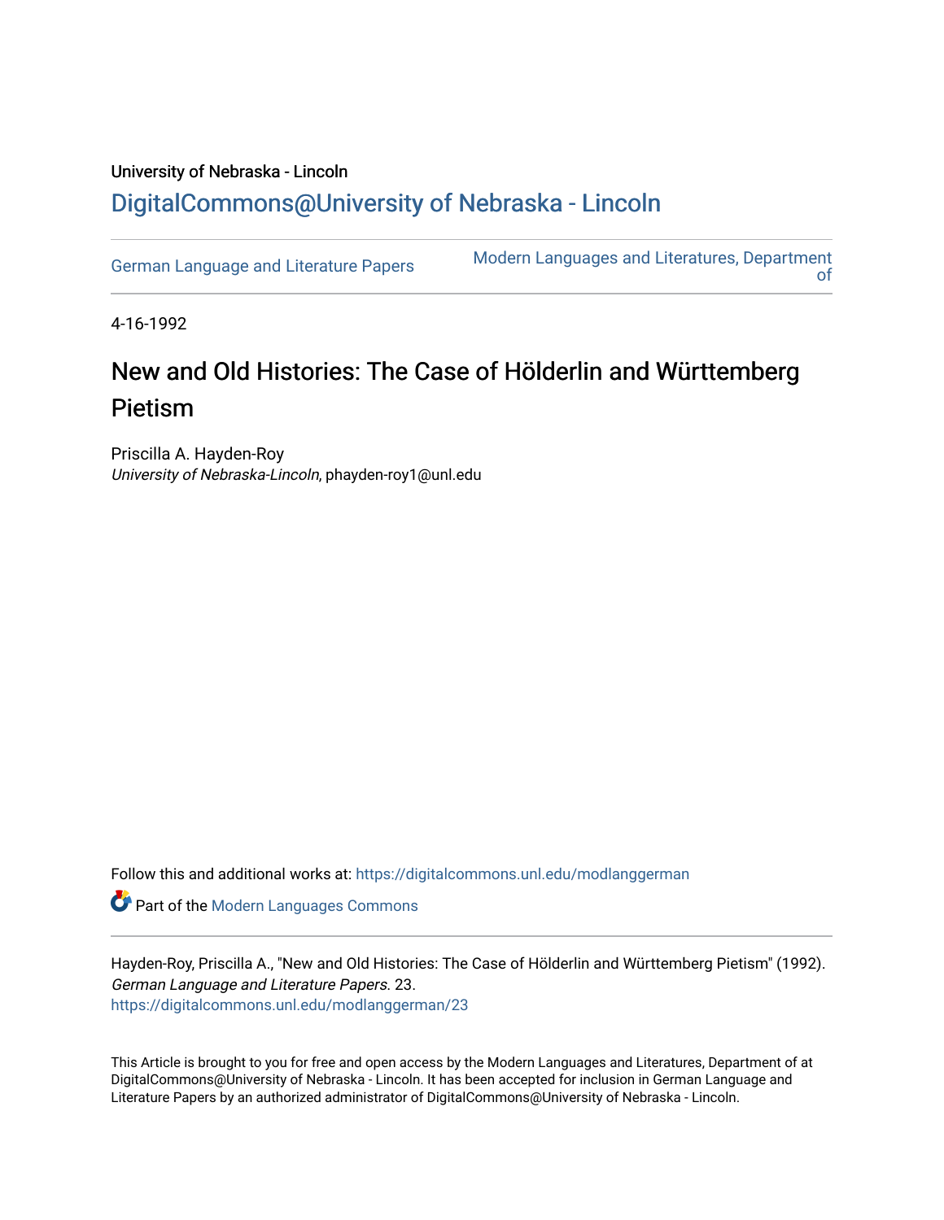University of Nebraska - Lincoln

## DigitalCommons@University of Nebraska - Lincoln

German Language and Literature Papers

Modern Languages and Literatures, Department of

4-16-1992

# New and Old Histories: The Case of Hölderlin and Württemberg Pietism

Priscilla A. Hayden-Roy
*University of Nebraska-Lincoln*, phayden-roy1@unl.edu

Follow this and additional works at: https://digitalcommons.unl.edu/modlanggerman

Part of the Modern Languages Commons

Hayden-Roy, Priscilla A., "New and Old Histories: The Case of Hölderlin and Württemberg Pietism" (1992). *German Language and Literature Papers*. 23.
https://digitalcommons.unl.edu/modlanggerman/23

This Article is brought to you for free and open access by the Modern Languages and Literatures, Department of at DigitalCommons@University of Nebraska - Lincoln. It has been accepted for inclusion in German Language and Literature Papers by an authorized administrator of DigitalCommons@University of Nebraska - Lincoln.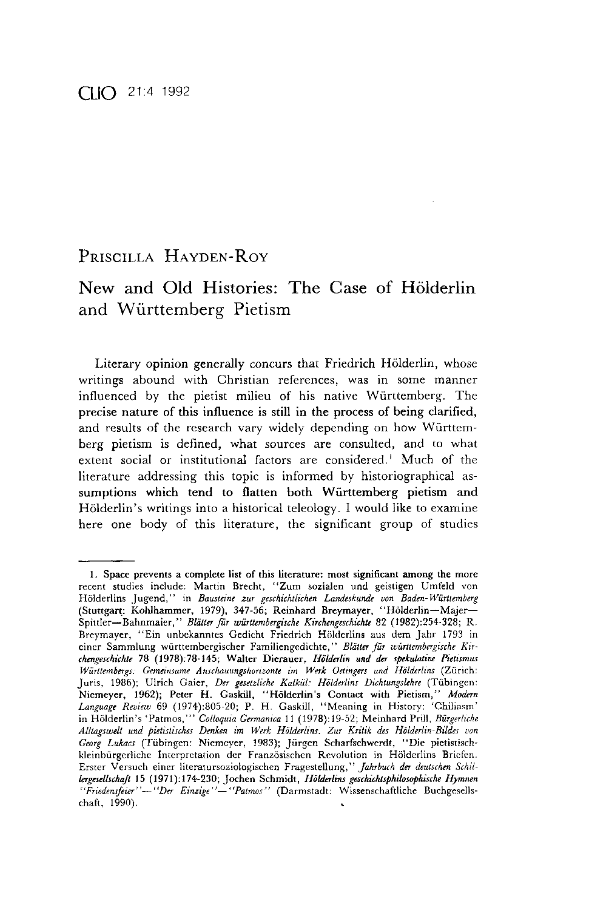PRISCILLA HAYDEN-ROY

# New and Old Histories: The Case of Hölderlin and Württemberg Pietism

Literary opinion generally concurs that Friedrich Hölderlin, whose writings abound with Christian references, was in some manner influenced by the pietist milieu of his native Württemberg. The precise nature of this influence is still in the process of being clarified, and results of the research vary widely depending on how Württemberg pietism is defined, what sources are consulted, and to what extent social or institutional factors are considered.[1] Much of the literature addressing this topic is informed by historiographical assumptions which tend to flatten both Württemberg pietism and Hölderlin's writings into a historical teleology. I would like to examine here one body of this literature, the significant group of studies

---

1. Space prevents a complete list of this literature: most significant among the more recent studies include: Martin Brecht, "Zum sozialen und geistigen Umfeld von Hölderlins Jugend," in *Bausteine zur geschichtlichen Landeskunde von Baden-Württemberg* (Stuttgart: Kohlhammer, 1979), 347-56; Reinhard Breymayer, "Hölderlin—Majer—Spittler—Bahnmaier," *Blätter für württembergische Kirchengeschichte* 82 (1982):254-328; R. Breymayer, "Ein unbekanntes Gedicht Friedrich Hölderlins aus dem Jahr 1793 in einer Sammlung württembergischer Familiengedichte," *Blätter für württembergische Kirchengeschichte* 78 (1978):78-145; Walter Dierauer, *Hölderlin und der spekulative Pietismus Württembergs: Gemeinsame Anschauungshorizonte im Werk Oetingers und Hölderlins* (Zürich: Juris, 1986); Ulrich Gaier, *Der gesetzliche Kalkül: Hölderlins Dichtungslehre* (Tübingen: Niemeyer, 1962); Peter H. Gaskill, "Hölderlin's Contact with Pietism," *Modern Language Review* 69 (1974):805-20; P. H. Gaskill, "Meaning in History: 'Chiliasm' in Hölderlin's 'Patmos,'" *Colloquia Germanica* 11 (1978):19-52; Meinhard Prill, *Bürgerliche Alltagswelt und pietistisches Denken im Werk Hölderlins. Zur Kritik des Hölderlin-Bildes von Georg Lukacs* (Tübingen: Niemeyer, 1983); Jürgen Scharfschwerdt, "Die pietistisch-kleinbürgerliche Interpretation der Französischen Revolution in Hölderlins Briefen. Erster Versuch einer literatursoziologischen Fragestellung," *Jahrbuch der deutschen Schillergesellschaft* 15 (1971):174-230; Jochen Schmidt, *Hölderlins geschichtsphilosophische Hymnen "Friedensfeier"—"Der Einzige"—"Patmos"* (Darmstadt: Wissenschaftliche Buchgesellschaft, 1990).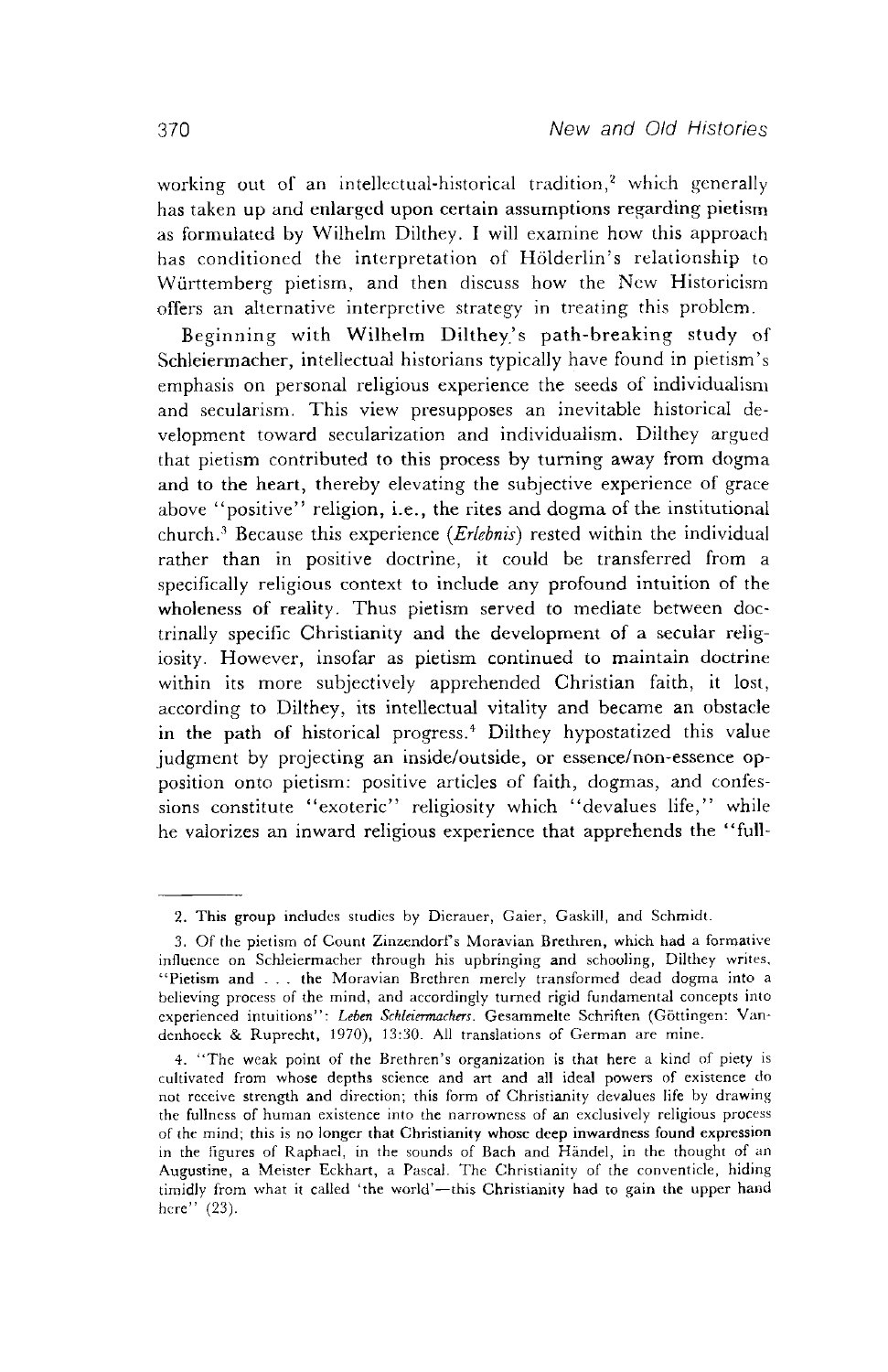working out of an intellectual-historical tradition,[2] which generally has taken up and enlarged upon certain assumptions regarding pietism as formulated by Wilhelm Dilthey. I will examine how this approach has conditioned the interpretation of Hölderlin's relationship to Württemberg pietism, and then discuss how the New Historicism offers an alternative interpretive strategy in treating this problem.

Beginning with Wilhelm Dilthey's path-breaking study of Schleiermacher, intellectual historians typically have found in pietism's emphasis on personal religious experience the seeds of individualism and secularism. This view presupposes an inevitable historical development toward secularization and individualism. Dilthey argued that pietism contributed to this process by turning away from dogma and to the heart, thereby elevating the subjective experience of grace above "positive" religion, i.e., the rites and dogma of the institutional church.[3] Because this experience (*Erlebnis*) rested within the individual rather than in positive doctrine, it could be transferred from a specifically religious context to include any profound intuition of the wholeness of reality. Thus pietism served to mediate between doctrinally specific Christianity and the development of a secular religiosity. However, insofar as pietism continued to maintain doctrine within its more subjectively apprehended Christian faith, it lost, according to Dilthey, its intellectual vitality and became an obstacle in the path of historical progress.[4] Dilthey hypostatized this value judgment by projecting an inside/outside, or essence/non-essence opposition onto pietism: positive articles of faith, dogmas, and confessions constitute "exoteric" religiosity which "devalues life," while he valorizes an inward religious experience that apprehends the "full-

---

2. This group includes studies by Dierauer, Gaier, Gaskill, and Schmidt.

3. Of the pietism of Count Zinzendorf's Moravian Brethren, which had a formative influence on Schleiermacher through his upbringing and schooling, Dilthey writes, "Pietism and . . . the Moravian Brethren merely transformed dead dogma into a believing process of the mind, and accordingly turned rigid fundamental concepts into experienced intuitions": *Leben Schleiermachers*. Gesammelte Schriften (Göttingen: Vandenhoeck & Ruprecht, 1970), 13:30. All translations of German are mine.

4. "The weak point of the Brethren's organization is that here a kind of piety is cultivated from whose depths science and art and all ideal powers of existence do not receive strength and direction; this form of Christianity devalues life by drawing the fullness of human existence into the narrowness of an exclusively religious process of the mind; this is no longer that Christianity whose deep inwardness found expression in the figures of Raphael, in the sounds of Bach and Händel, in the thought of an Augustine, a Meister Eckhart, a Pascal. The Christianity of the conventicle, hiding timidly from what it called 'the world'—this Christianity had to gain the upper hand here" (23).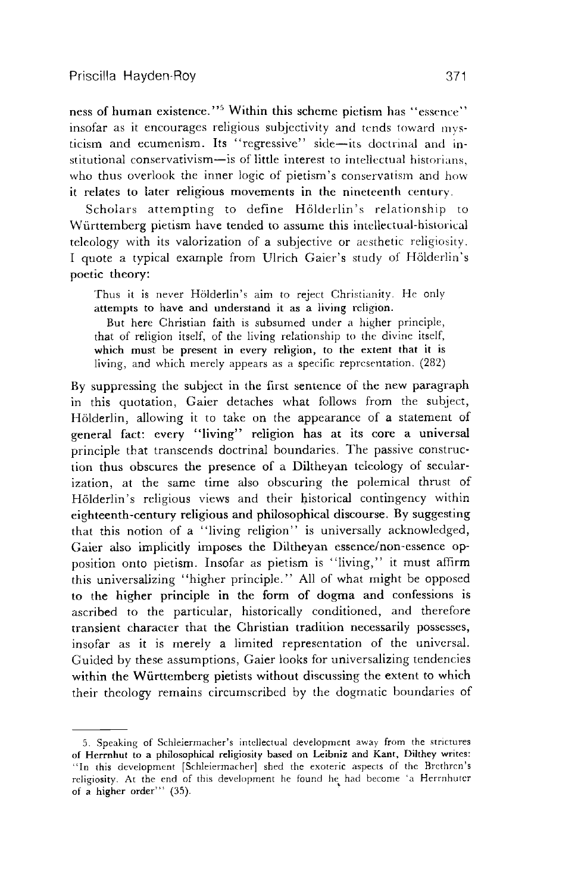ness of human existence."[5] Within this scheme pietism has "essence" insofar as it encourages religious subjectivity and tends toward mysticism and ecumenism. Its "regressive" side—its doctrinal and institutional conservativism—is of little interest to intellectual historians, who thus overlook the inner logic of pietism's conservatism and how it relates to later religious movements in the nineteenth century.

Scholars attempting to define Hölderlin's relationship to Württemberg pietism have tended to assume this intellectual-historical teleology with its valorization of a subjective or aesthetic religiosity. I quote a typical example from Ulrich Gaier's study of Hölderlin's poetic theory:

> Thus it is never Hölderlin's aim to reject Christianity. He only attempts to have and understand it as a living religion.
>
> But here Christian faith is subsumed under a higher principle, that of religion itself, of the living relationship to the divine itself, which must be present in every religion, to the extent that it is living, and which merely appears as a specific representation. (282)

By suppressing the subject in the first sentence of the new paragraph in this quotation, Gaier detaches what follows from the subject, Hölderlin, allowing it to take on the appearance of a statement of general fact: every "living" religion has at its core a universal principle that transcends doctrinal boundaries. The passive construction thus obscures the presence of a Diltheyan teleology of secularization, at the same time also obscuring the polemical thrust of Hölderlin's religious views and their historical contingency within eighteenth-century religious and philosophical discourse. By suggesting that this notion of a "living religion" is universally acknowledged, Gaier also implicitly imposes the Diltheyan essence/non-essence opposition onto pietism. Insofar as pietism is "living," it must affirm this universalizing "higher principle." All of what might be opposed to the higher principle in the form of dogma and confessions is ascribed to the particular, historically conditioned, and therefore transient character that the Christian tradition necessarily possesses, insofar as it is merely a limited representation of the universal. Guided by these assumptions, Gaier looks for universalizing tendencies within the Württemberg pietists without discussing the extent to which their theology remains circumscribed by the dogmatic boundaries of

---

5. Speaking of Schleiermacher's intellectual development away from the strictures of Herrnhut to a philosophical religiosity based on Leibniz and Kant, Dilthey writes: "In this development [Schleiermacher] shed the exoteric aspects of the Brethren's religiosity. At the end of this development he found he had become 'a Herrnhuter of a higher order'" (35).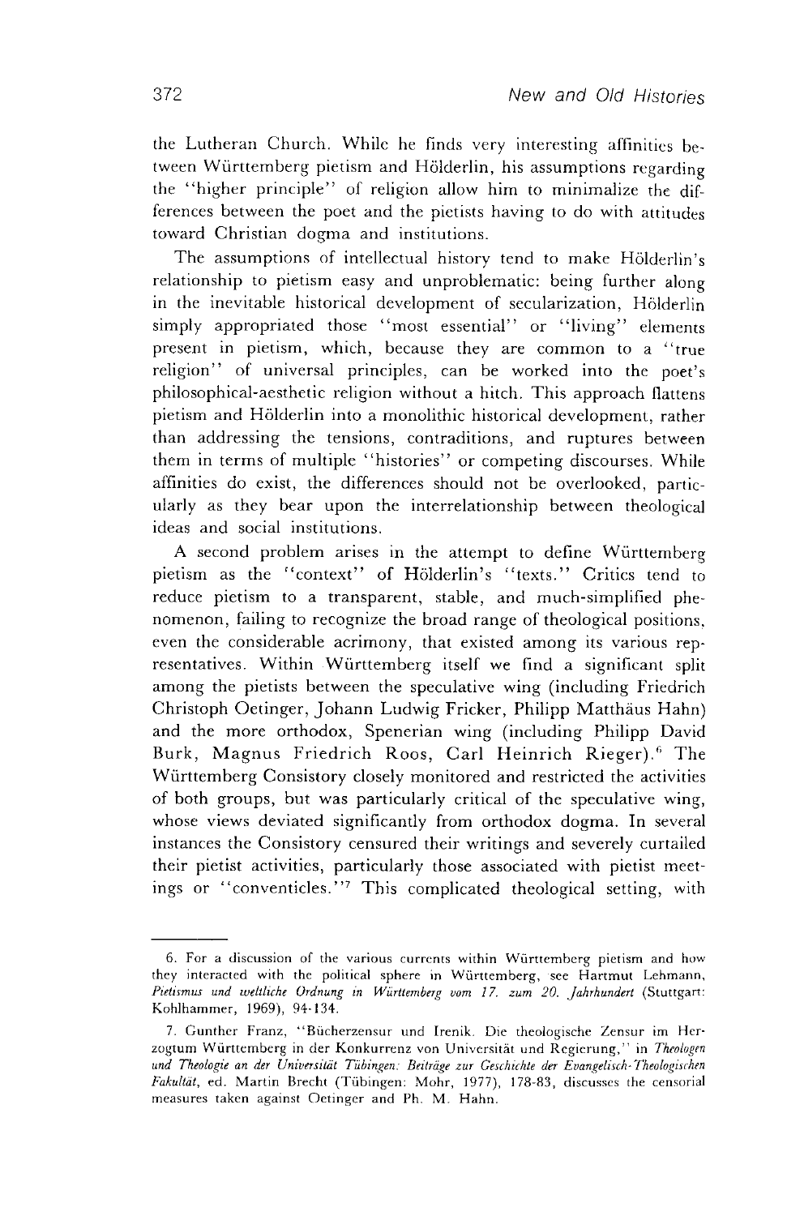the Lutheran Church. While he finds very interesting affinities between Württemberg pietism and Hölderlin, his assumptions regarding the "higher principle" of religion allow him to minimalize the differences between the poet and the pietists having to do with attitudes toward Christian dogma and institutions.

The assumptions of intellectual history tend to make Hölderlin's relationship to pietism easy and unproblematic: being further along in the inevitable historical development of secularization, Hölderlin simply appropriated those "most essential" or "living" elements present in pietism, which, because they are common to a "true religion" of universal principles, can be worked into the poet's philosophical-aesthetic religion without a hitch. This approach flattens pietism and Hölderlin into a monolithic historical development, rather than addressing the tensions, contraditions, and ruptures between them in terms of multiple "histories" or competing discourses. While affinities do exist, the differences should not be overlooked, particularly as they bear upon the interrelationship between theological ideas and social institutions.

A second problem arises in the attempt to define Württemberg pietism as the "context" of Hölderlin's "texts." Critics tend to reduce pietism to a transparent, stable, and much-simplified phenomenon, failing to recognize the broad range of theological positions, even the considerable acrimony, that existed among its various representatives. Within Württemberg itself we find a significant split among the pietists between the speculative wing (including Friedrich Christoph Oetinger, Johann Ludwig Fricker, Philipp Matthäus Hahn) and the more orthodox, Spenerian wing (including Philipp David Burk, Magnus Friedrich Roos, Carl Heinrich Rieger).[6] The Württemberg Consistory closely monitored and restricted the activities of both groups, but was particularly critical of the speculative wing, whose views deviated significantly from orthodox dogma. In several instances the Consistory censured their writings and severely curtailed their pietist activities, particularly those associated with pietist meetings or "conventicles."[7] This complicated theological setting, with

6. For a discussion of the various currents within Württemberg pietism and how they interacted with the political sphere in Württemberg, see Hartmut Lehmann, *Pietismus und weltliche Ordnung in Württemberg vom 17. zum 20. Jahrhundert* (Stuttgart: Kohlhammer, 1969), 94-134.

7. Gunther Franz, "Bücherzensur und Irenik. Die theologische Zensur im Herzogtum Württemberg in der Konkurrenz von Universität und Regierung," in *Theologen und Theologie an der Universität Tübingen: Beiträge zur Geschichte der Evangelisch-Theologischen Fakultät*, ed. Martin Brecht (Tübingen: Mohr, 1977), 178-83, discusses the censorial measures taken against Oetinger and Ph. M. Hahn.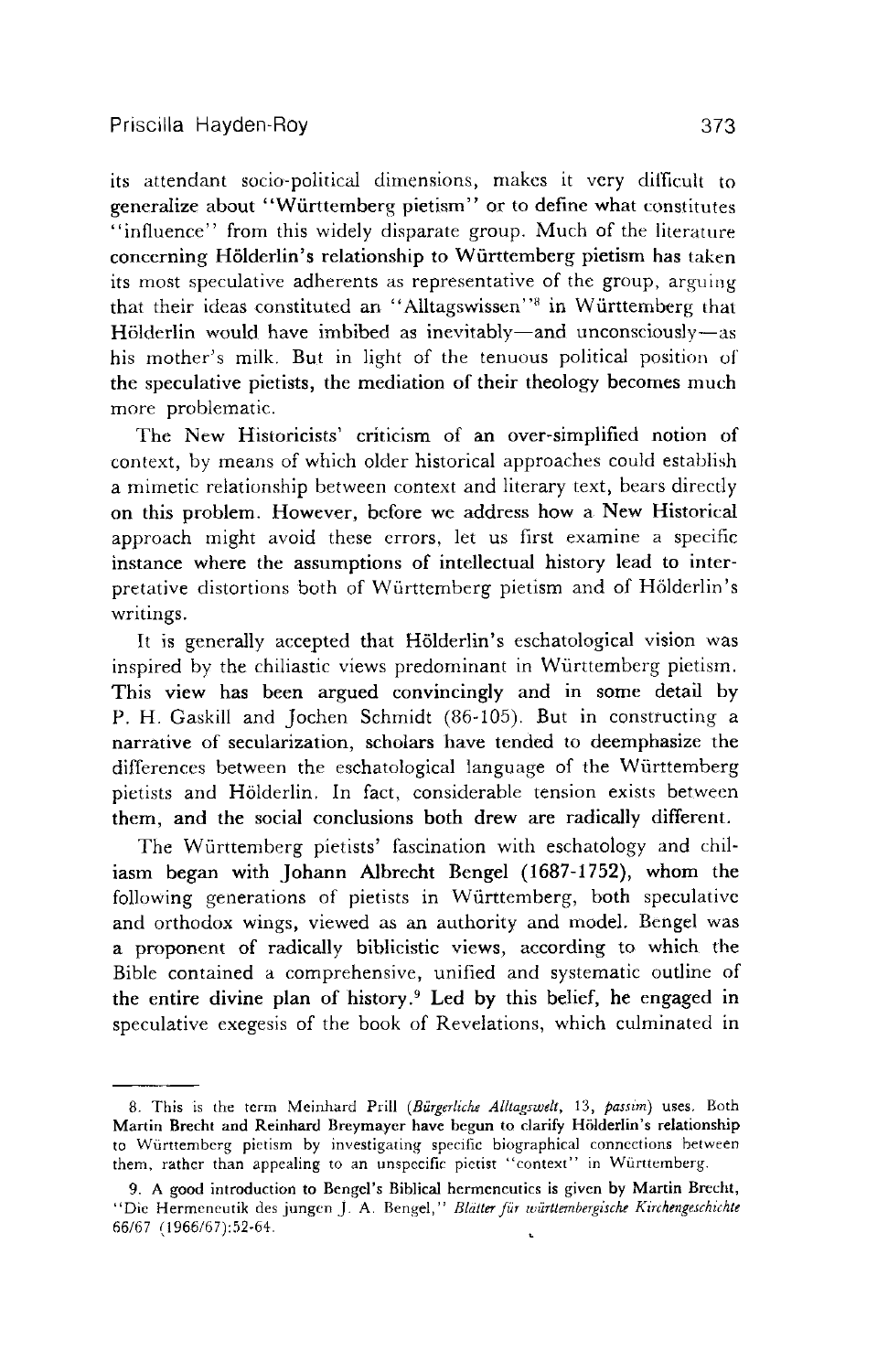its attendant socio-political dimensions, makes it very difficult to generalize about "Württemberg pietism" or to define what constitutes "influence" from this widely disparate group. Much of the literature concerning Hölderlin's relationship to Württemberg pietism has taken its most speculative adherents as representative of the group, arguing that their ideas constituted an "Alltagswissen"[8] in Württemberg that Hölderlin would have imbibed as inevitably—and unconsciously—as his mother's milk. But in light of the tenuous political position of the speculative pietists, the mediation of their theology becomes much more problematic.

The New Historicists' criticism of an over-simplified notion of context, by means of which older historical approaches could establish a mimetic relationship between context and literary text, bears directly on this problem. However, before we address how a New Historical approach might avoid these errors, let us first examine a specific instance where the assumptions of intellectual history lead to interpretative distortions both of Württemberg pietism and of Hölderlin's writings.

It is generally accepted that Hölderlin's eschatological vision was inspired by the chiliastic views predominant in Württemberg pietism. This view has been argued convincingly and in some detail by P. H. Gaskill and Jochen Schmidt (86-105). But in constructing a narrative of secularization, scholars have tended to deemphasize the differences between the eschatological language of the Württemberg pietists and Hölderlin. In fact, considerable tension exists between them, and the social conclusions both drew are radically different.

The Württemberg pietists' fascination with eschatology and chiliasm began with Johann Albrecht Bengel (1687-1752), whom the following generations of pietists in Württemberg, both speculative and orthodox wings, viewed as an authority and model. Bengel was a proponent of radically biblicistic views, according to which the Bible contained a comprehensive, unified and systematic outline of the entire divine plan of history.[9] Led by this belief, he engaged in speculative exegesis of the book of Revelations, which culminated in

---

8. This is the term Meinhard Prill (*Bürgerliche Alltagswelt*, 13, *passim*) uses. Both Martin Brecht and Reinhard Breymayer have begun to clarify Hölderlin's relationship to Württemberg pietism by investigating specific biographical connections between them, rather than appealing to an unspecific pietist "context" in Württemberg.

9. A good introduction to Bengel's Biblical hermeneutics is given by Martin Brecht, "Die Hermeneutik des jungen J. A. Bengel," *Blätter für württembergische Kirchengeschichte* 66/67 (1966/67):52-64.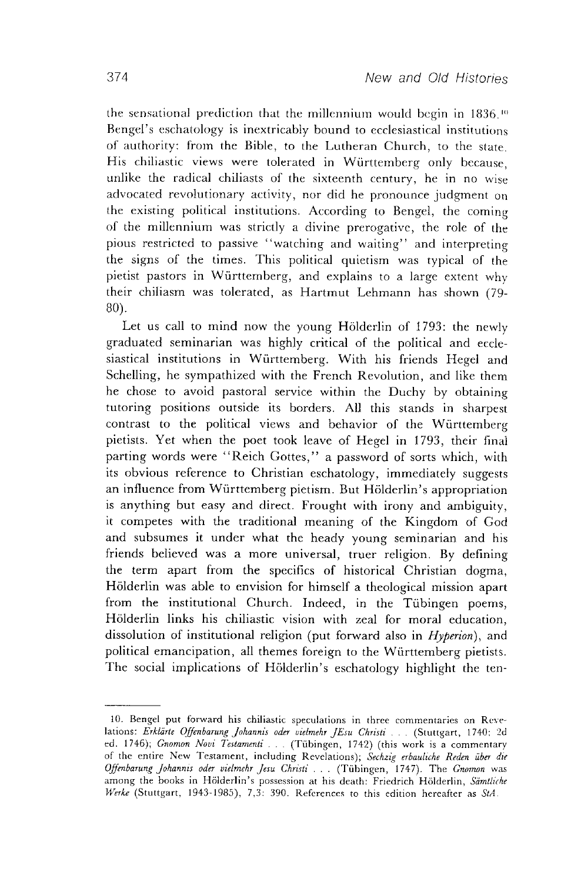the sensational prediction that the millennium would begin in 1836.[10] Bengel's eschatology is inextricably bound to ecclesiastical institutions of authority: from the Bible, to the Lutheran Church, to the state. His chiliastic views were tolerated in Württemberg only because, unlike the radical chiliasts of the sixteenth century, he in no wise advocated revolutionary activity, nor did he pronounce judgment on the existing political institutions. According to Bengel, the coming of the millennium was strictly a divine prerogative, the role of the pious restricted to passive "watching and waiting" and interpreting the signs of the times. This political quietism was typical of the pietist pastors in Württemberg, and explains to a large extent why their chiliasm was tolerated, as Hartmut Lehmann has shown (79-80).

Let us call to mind now the young Hölderlin of 1793: the newly graduated seminarian was highly critical of the political and ecclesiastical institutions in Württemberg. With his friends Hegel and Schelling, he sympathized with the French Revolution, and like them he chose to avoid pastoral service within the Duchy by obtaining tutoring positions outside its borders. All this stands in sharpest contrast to the political views and behavior of the Württemberg pietists. Yet when the poet took leave of Hegel in 1793, their final parting words were "Reich Gottes," a password of sorts which, with its obvious reference to Christian eschatology, immediately suggests an influence from Württemberg pietism. But Hölderlin's appropriation is anything but easy and direct. Frought with irony and ambiguity, it competes with the traditional meaning of the Kingdom of God and subsumes it under what the heady young seminarian and his friends believed was a more universal, truer religion. By defining the term apart from the specifics of historical Christian dogma, Hölderlin was able to envision for himself a theological mission apart from the institutional Church. Indeed, in the Tübingen poems, Hölderlin links his chiliastic vision with zeal for moral education, dissolution of institutional religion (put forward also in *Hyperion*), and political emancipation, all themes foreign to the Württemberg pietists. The social implications of Hölderlin's eschatology highlight the ten-

---

10. Bengel put forward his chiliastic speculations in three commentaries on Revelations: *Erklärte Offenbarung Johannis oder vielmehr JEsu Christi* . . . (Stuttgart, 1740; 2d ed. 1746); *Gnomon Novi Testamenti* . . . (Tübingen, 1742) (this work is a commentary of the entire New Testament, including Revelations); *Sechzig erbauliche Reden über die Offenbarung Johannis oder vielmehr Jesu Christi* . . . (Tübingen, 1747). The *Gnomon* was among the books in Hölderlin's possession at his death: Friedrich Hölderlin, *Sämtliche Werke* (Stuttgart, 1943-1985), 7,3: 390. References to this edition hereafter as *StA*.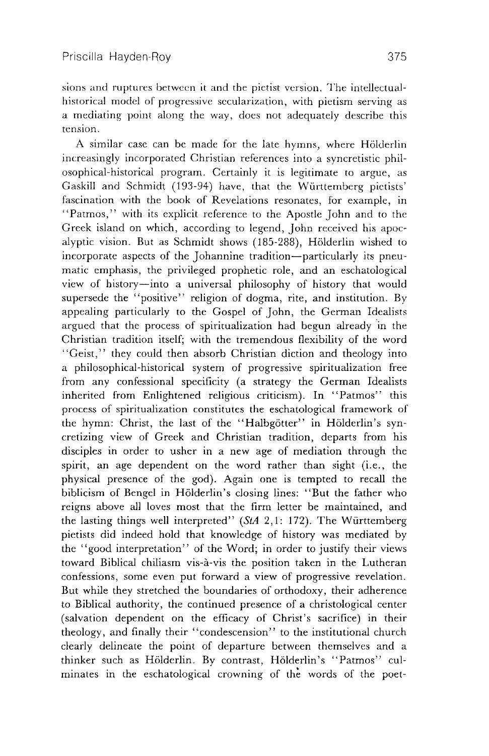sions and ruptures between it and the pietist version. The intellectual-historical model of progressive secularization, with pietism serving as a mediating point along the way, does not adequately describe this tension.

A similar case can be made for the late hymns, where Hölderlin increasingly incorporated Christian references into a syncretistic philosophical-historical program. Certainly it is legitimate to argue, as Gaskill and Schmidt (193-94) have, that the Württemberg pietists' fascination with the book of Revelations resonates, for example, in "Patmos," with its explicit reference to the Apostle John and to the Greek island on which, according to legend, John received his apocalyptic vision. But as Schmidt shows (185-288), Hölderlin wished to incorporate aspects of the Johannine tradition—particularly its pneumatic emphasis, the privileged prophetic role, and an eschatological view of history—into a universal philosophy of history that would supersede the "positive" religion of dogma, rite, and institution. By appealing particularly to the Gospel of John, the German Idealists argued that the process of spiritualization had begun already in the Christian tradition itself; with the tremendous flexibility of the word "Geist," they could then absorb Christian diction and theology into a philosophical-historical system of progressive spiritualization free from any confessional specificity (a strategy the German Idealists inherited from Enlightened religious criticism). In "Patmos" this process of spiritualization constitutes the eschatological framework of the hymn: Christ, the last of the "Halbgötter" in Hölderlin's syncretizing view of Greek and Christian tradition, departs from his disciples in order to usher in a new age of mediation through the spirit, an age dependent on the word rather than sight (i.e., the physical presence of the god). Again one is tempted to recall the biblicism of Bengel in Hölderlin's closing lines: "But the father who reigns above all loves most that the firm letter be maintained, and the lasting things well interpreted" (*StA* 2,1: 172). The Württemberg pietists did indeed hold that knowledge of history was mediated by the "good interpretation" of the Word; in order to justify their views toward Biblical chiliasm vis-à-vis the position taken in the Lutheran confessions, some even put forward a view of progressive revelation. But while they stretched the boundaries of orthodoxy, their adherence to Biblical authority, the continued presence of a christological center (salvation dependent on the efficacy of Christ's sacrifice) in their theology, and finally their "condescension" to the institutional church clearly delineate the point of departure between themselves and a thinker such as Hölderlin. By contrast, Hölderlin's "Patmos" culminates in the eschatological crowning of the words of the poet-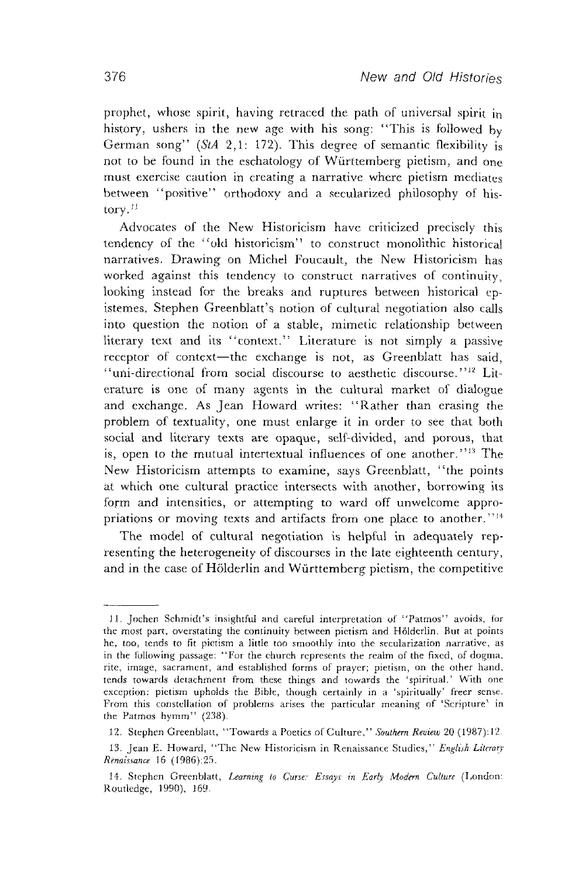prophet, whose spirit, having retraced the path of universal spirit in history, ushers in the new age with his song: "This is followed by German song" (*StA* 2,1: 172). This degree of semantic flexibility is not to be found in the eschatology of Württemberg pietism, and one must exercise caution in creating a narrative where pietism mediates between "positive" orthodoxy and a secularized philosophy of history.[11]

Advocates of the New Historicism have criticized precisely this tendency of the "old historicism" to construct monolithic historical narratives. Drawing on Michel Foucault, the New Historicism has worked against this tendency to construct narratives of continuity, looking instead for the breaks and ruptures between historical epistemes. Stephen Greenblatt's notion of cultural negotiation also calls into question the notion of a stable, mimetic relationship between literary text and its "context." Literature is not simply a passive receptor of context—the exchange is not, as Greenblatt has said, "uni-directional from social discourse to aesthetic discourse."[12] Literature is one of many agents in the cultural market of dialogue and exchange. As Jean Howard writes: "Rather than erasing the problem of textuality, one must enlarge it in order to see that both social and literary texts are opaque, self-divided, and porous, that is, open to the mutual intertextual influences of one another."[13] The New Historicism attempts to examine, says Greenblatt, "the points at which one cultural practice intersects with another, borrowing its form and intensities, or attempting to ward off unwelcome appropriations or moving texts and artifacts from one place to another."[14]

The model of cultural negotiation is helpful in adequately representing the heterogeneity of discourses in the late eighteenth century, and in the case of Hölderlin and Württemberg pietism, the competitive

---

11. Jochen Schmidt's insightful and careful interpretation of "Patmos" avoids, for the most part, overstating the continuity between pietism and Hölderlin. But at points he, too, tends to fit pietism a little too smoothly into the secularization narrative, as in the following passage: "For the church represents the realm of the fixed, of dogma, rite, image, sacrament, and established forms of prayer; pietism, on the other hand, tends towards detachment from these things and towards the 'spiritual.' With one exception: pietism upholds the Bible, though certainly in a 'spiritually' freer sense. From this constellation of problems arises the particular meaning of 'Scripture' in the Patmos hymn" (238).

12. Stephen Greenblatt, "Towards a Poetics of Culture," *Southern Review* 20 (1987):12.

13. Jean E. Howard, "The New Historicism in Renaissance Studies," *English Literary Renaissance* 16 (1986):25.

14. Stephen Greenblatt, *Learning to Curse: Essays in Early Modern Culture* (London: Routledge, 1990), 169.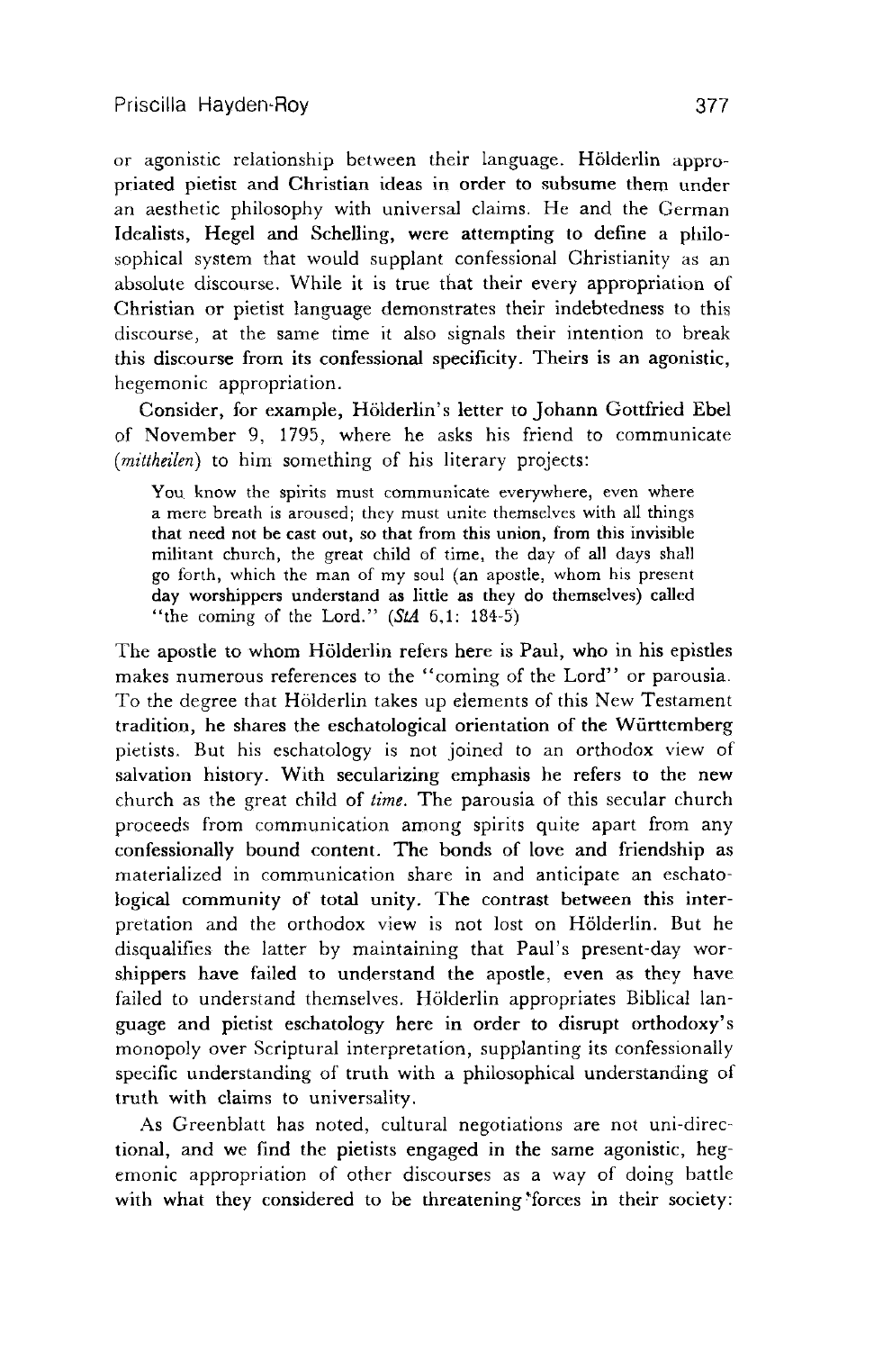or agonistic relationship between their language. Hölderlin appropriated pietist and Christian ideas in order to subsume them under an aesthetic philosophy with universal claims. He and the German Idealists, Hegel and Schelling, were attempting to define a philosophical system that would supplant confessional Christianity as an absolute discourse. While it is true that their every appropriation of Christian or pietist language demonstrates their indebtedness to this discourse, at the same time it also signals their intention to break this discourse from its confessional specificity. Theirs is an agonistic, hegemonic appropriation.

Consider, for example, Hölderlin's letter to Johann Gottfried Ebel of November 9, 1795, where he asks his friend to communicate (*mittheilen*) to him something of his literary projects:

> You know the spirits must communicate everywhere, even where a mere breath is aroused; they must unite themselves with all things that need not be cast out, so that from this union, from this invisible militant church, the great child of time, the day of all days shall go forth, which the man of my soul (an apostle, whom his present day worshippers understand as little as they do themselves) called "the coming of the Lord." (*StA* 6,1: 184-5)

The apostle to whom Hölderlin refers here is Paul, who in his epistles makes numerous references to the "coming of the Lord" or parousia. To the degree that Hölderlin takes up elements of this New Testament tradition, he shares the eschatological orientation of the Württemberg pietists. But his eschatology is not joined to an orthodox view of salvation history. With secularizing emphasis he refers to the new church as the great child of *time*. The parousia of this secular church proceeds from communication among spirits quite apart from any confessionally bound content. The bonds of love and friendship as materialized in communication share in and anticipate an eschatological community of total unity. The contrast between this interpretation and the orthodox view is not lost on Hölderlin. But he disqualifies the latter by maintaining that Paul's present-day worshippers have failed to understand the apostle, even as they have failed to understand themselves. Hölderlin appropriates Biblical language and pietist eschatology here in order to disrupt orthodoxy's monopoly over Scriptural interpretation, supplanting its confessionally specific understanding of truth with a philosophical understanding of truth with claims to universality.

As Greenblatt has noted, cultural negotiations are not uni-directional, and we find the pietists engaged in the same agonistic, hegemonic appropriation of other discourses as a way of doing battle with what they considered to be threatening forces in their society: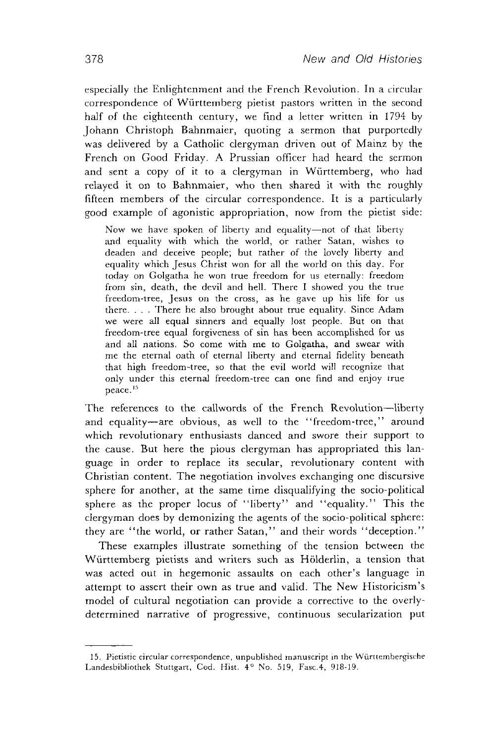especially the Enlightenment and the French Revolution. In a circular correspondence of Württemberg pietist pastors written in the second half of the eighteenth century, we find a letter written in 1794 by Johann Christoph Bahnmaier, quoting a sermon that purportedly was delivered by a Catholic clergyman driven out of Mainz by the French on Good Friday. A Prussian officer had heard the sermon and sent a copy of it to a clergyman in Württemberg, who had relayed it on to Bahnmaier, who then shared it with the roughly fifteen members of the circular correspondence. It is a particularly good example of agonistic appropriation, now from the pietist side:

> Now we have spoken of liberty and equality—not of that liberty and equality with which the world, or rather Satan, wishes to deaden and deceive people; but rather of the lovely liberty and equality which Jesus Christ won for all the world on this day. For today on Golgatha he won true freedom for us eternally: freedom from sin, death, the devil and hell. There I showed you the true freedom-tree, Jesus on the cross, as he gave up his life for us there. . . . There he also brought about true equality. Since Adam we were all equal sinners and equally lost people. But on that freedom-tree equal forgiveness of sin has been accomplished for us and all nations. So come with me to Golgatha, and swear with me the eternal oath of eternal liberty and eternal fidelity beneath that high freedom-tree, so that the evil world will recognize that only under this eternal freedom-tree can one find and enjoy true peace.[15]

The references to the callwords of the French Revolution—liberty and equality—are obvious, as well to the "freedom-tree," around which revolutionary enthusiasts danced and swore their support to the cause. But here the pious clergyman has appropriated this language in order to replace its secular, revolutionary content with Christian content. The negotiation involves exchanging one discursive sphere for another, at the same time disqualifying the socio-political sphere as the proper locus of "liberty" and "equality." This the clergyman does by demonizing the agents of the socio-political sphere: they are "the world, or rather Satan," and their words "deception."

These examples illustrate something of the tension between the Württemberg pietists and writers such as Hölderlin, a tension that was acted out in hegemonic assaults on each other's language in attempt to assert their own as true and valid. The New Historicism's model of cultural negotiation can provide a corrective to the overly-determined narrative of progressive, continuous secularization put

---

15. Pietistic circular correspondence, unpublished manuscript in the Württembergische Landesbibliothek Stuttgart, Cod. Hist. 4° No. 519, Fasc.4, 918-19.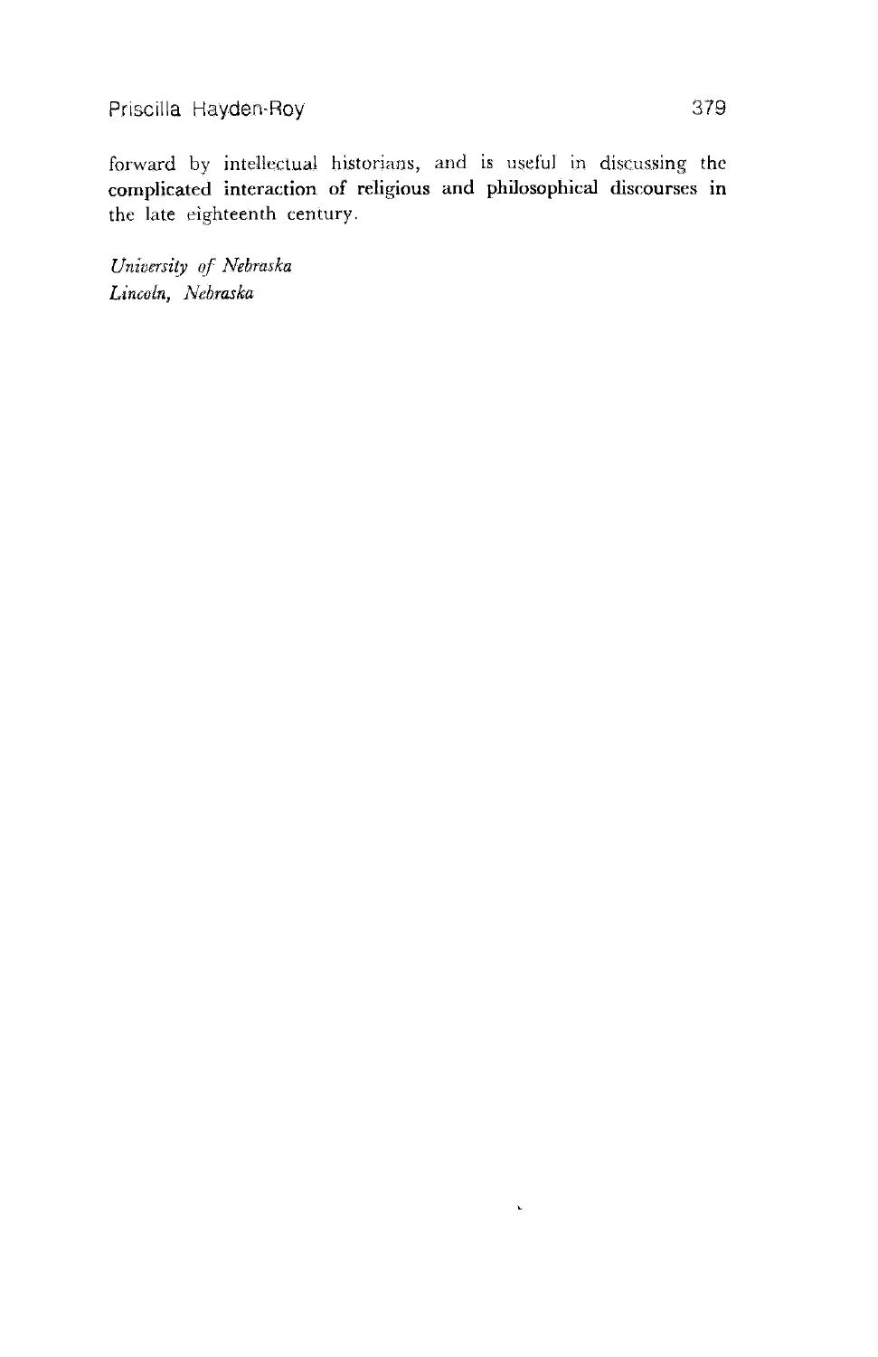forward by intellectual historians, and is useful in discussing the complicated interaction of religious and philosophical discourses in the late eighteenth century.

*University of Nebraska*
*Lincoln, Nebraska*